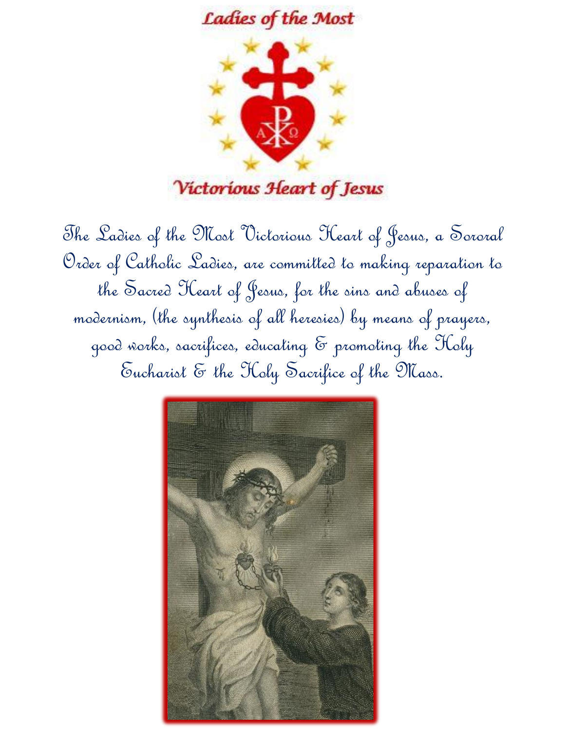# Ladies of the Most Victorious Heart of Jesus

The Ladies of the Most Victorious Heart of Jesus, a Sororal Order of Catholic Ladies, are committed to making reparation to the Sacred Heart of Jesus, for the sins and abuses of modernism, (the synthesis of all heresies) by means of prayers, good works, sacrifices, educating & promoting the Holy Eucharist & the Holy Sacrifice of the Mass.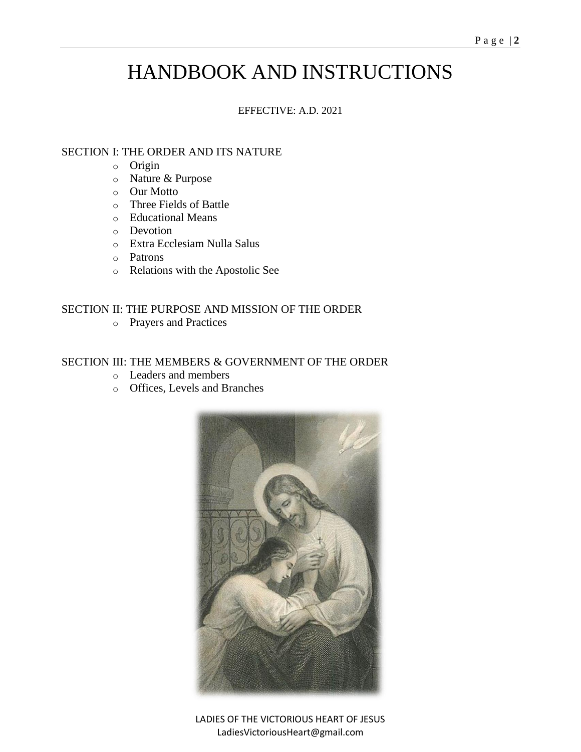# HANDBOOK AND INSTRUCTIONS

EFFECTIVE: A.D. 2021

SECTION I: THE ORDER AND ITS NATURE

- Origin
- Nature & Purpose
- Our Motto
- Three Fields of Battle
- Educational Means
- Devotion
- Extra Ecclesiam Nulla Salus
- Patrons
- Relations with the Apostolic See

SECTION II: THE PURPOSE AND MISSION OF THE ORDER

- Prayers and Practices

SECTION III: THE MEMBERS & GOVERNMENT OF THE ORDER

- Leaders and members
- Offices, Levels and Branches

LADIES OF THE VICTORIOUS HEART OF JESUS
LadiesVictoriousHeart@gmail.com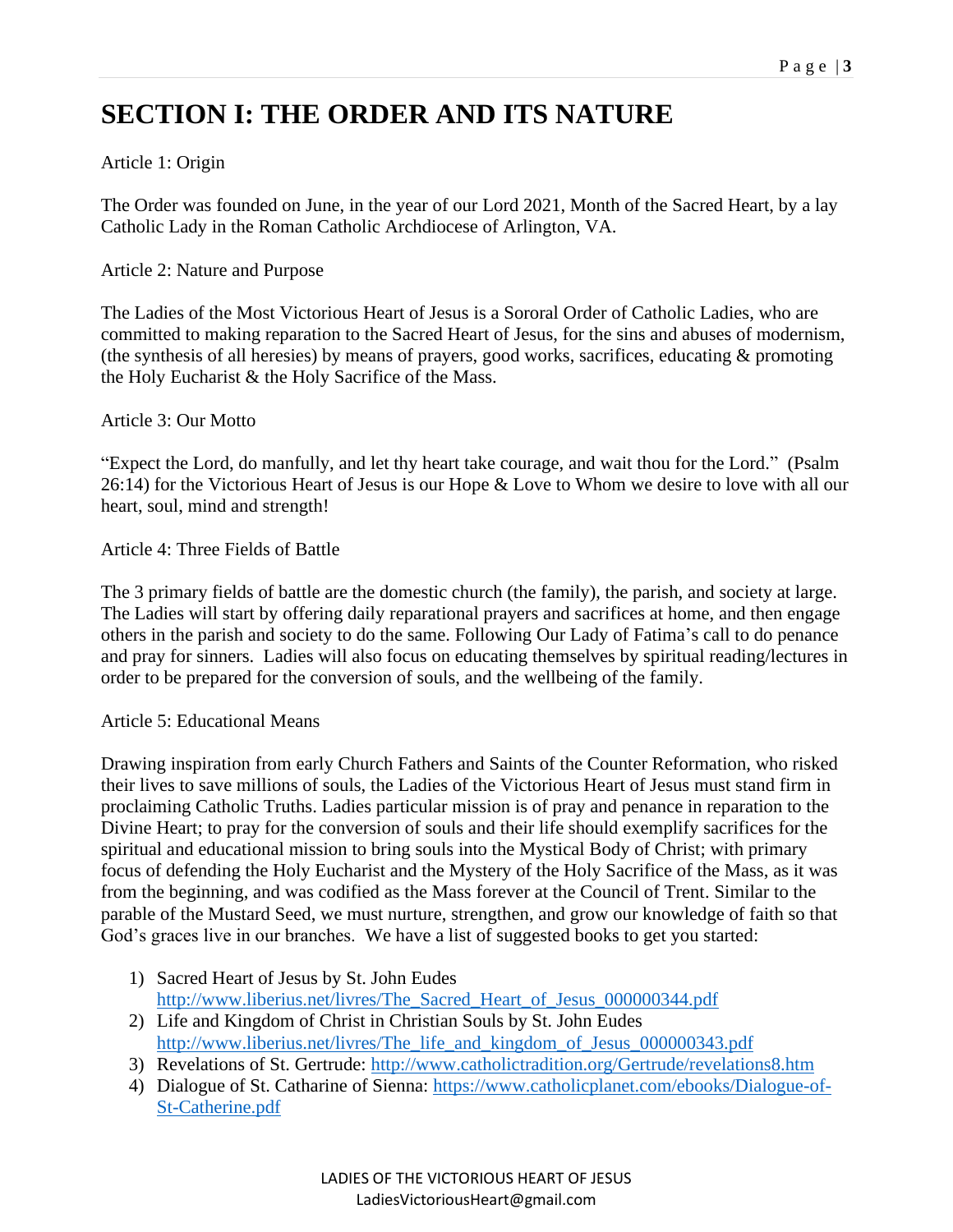# SECTION I: THE ORDER AND ITS NATURE

Article 1: Origin

The Order was founded on June, in the year of our Lord 2021, Month of the Sacred Heart, by a lay Catholic Lady in the Roman Catholic Archdiocese of Arlington, VA.

Article 2: Nature and Purpose

The Ladies of the Most Victorious Heart of Jesus is a Sororal Order of Catholic Ladies, who are committed to making reparation to the Sacred Heart of Jesus, for the sins and abuses of modernism, (the synthesis of all heresies) by means of prayers, good works, sacrifices, educating & promoting the Holy Eucharist & the Holy Sacrifice of the Mass.

Article 3: Our Motto

"Expect the Lord, do manfully, and let thy heart take courage, and wait thou for the Lord." (Psalm 26:14) for the Victorious Heart of Jesus is our Hope & Love to Whom we desire to love with all our heart, soul, mind and strength!

Article 4: Three Fields of Battle

The 3 primary fields of battle are the domestic church (the family), the parish, and society at large. The Ladies will start by offering daily reparational prayers and sacrifices at home, and then engage others in the parish and society to do the same. Following Our Lady of Fatima's call to do penance and pray for sinners. Ladies will also focus on educating themselves by spiritual reading/lectures in order to be prepared for the conversion of souls, and the wellbeing of the family.

Article 5: Educational Means

Drawing inspiration from early Church Fathers and Saints of the Counter Reformation, who risked their lives to save millions of souls, the Ladies of the Victorious Heart of Jesus must stand firm in proclaiming Catholic Truths. Ladies particular mission is of pray and penance in reparation to the Divine Heart; to pray for the conversion of souls and their life should exemplify sacrifices for the spiritual and educational mission to bring souls into the Mystical Body of Christ; with primary focus of defending the Holy Eucharist and the Mystery of the Holy Sacrifice of the Mass, as it was from the beginning, and was codified as the Mass forever at the Council of Trent. Similar to the parable of the Mustard Seed, we must nurture, strengthen, and grow our knowledge of faith so that God's graces live in our branches. We have a list of suggested books to get you started:

1) Sacred Heart of Jesus by St. John Eudes http://www.liberius.net/livres/The_Sacred_Heart_of_Jesus_000000344.pdf
2) Life and Kingdom of Christ in Christian Souls by St. John Eudes http://www.liberius.net/livres/The_life_and_kingdom_of_Jesus_000000343.pdf
3) Revelations of St. Gertrude: http://www.catholictradition.org/Gertrude/revelations8.htm
4) Dialogue of St. Catharine of Sienna: https://www.catholicplanet.com/ebooks/Dialogue-of-St-Catherine.pdf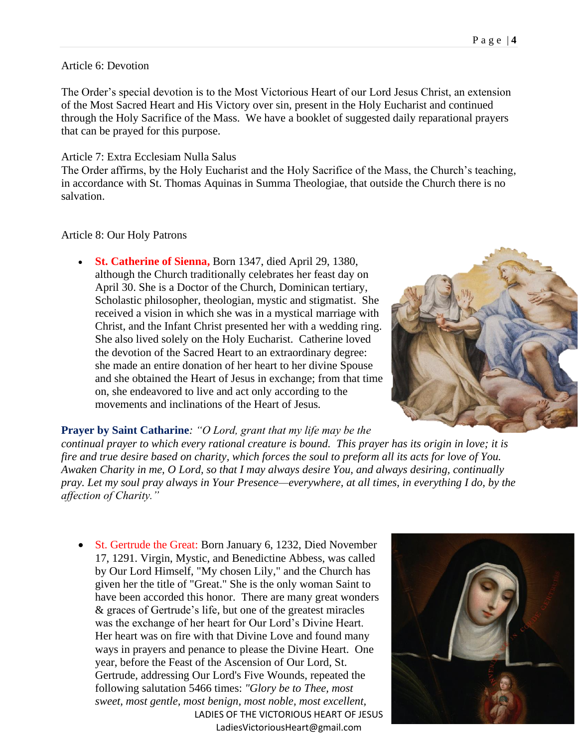Article 6: Devotion

The Order's special devotion is to the Most Victorious Heart of our Lord Jesus Christ, an extension of the Most Sacred Heart and His Victory over sin, present in the Holy Eucharist and continued through the Holy Sacrifice of the Mass. We have a booklet of suggested daily reparational prayers that can be prayed for this purpose.

Article 7: Extra Ecclesiam Nulla Salus

The Order affirms, by the Holy Eucharist and the Holy Sacrifice of the Mass, the Church's teaching, in accordance with St. Thomas Aquinas in Summa Theologiae, that outside the Church there is no salvation.

Article 8: Our Holy Patrons

- **St. Catherine of Sienna,** Born 1347, died April 29, 1380, although the Church traditionally celebrates her feast day on April 30. She is a Doctor of the Church, Dominican tertiary, Scholastic philosopher, theologian, mystic and stigmatist. She received a vision in which she was in a mystical marriage with Christ, and the Infant Christ presented her with a wedding ring. She also lived solely on the Holy Eucharist. Catherine loved the devotion of the Sacred Heart to an extraordinary degree: she made an entire donation of her heart to her divine Spouse and she obtained the Heart of Jesus in exchange; from that time on, she endeavored to live and act only according to the movements and inclinations of the Heart of Jesus.

**Prayer by Saint Catharine**: *"O Lord, grant that my life may be the continual prayer to which every rational creature is bound. This prayer has its origin in love; it is fire and true desire based on charity, which forces the soul to preform all its acts for love of You. Awaken Charity in me, O Lord, so that I may always desire You, and always desiring, continually pray. Let my soul pray always in Your Presence—everywhere, at all times, in everything I do, by the affection of Charity."*

- St. Gertrude the Great: Born January 6, 1232, Died November 17, 1291. Virgin, Mystic, and Benedictine Abbess, was called by Our Lord Himself, "My chosen Lily," and the Church has given her the title of "Great." She is the only woman Saint to have been accorded this honor. There are many great wonders & graces of Gertrude's life, but one of the greatest miracles was the exchange of her heart for Our Lord's Divine Heart. Her heart was on fire with that Divine Love and found many ways in prayers and penance to please the Divine Heart. One year, before the Feast of the Ascension of Our Lord, St. Gertrude, addressing Our Lord's Five Wounds, repeated the following salutation 5466 times: *"Glory be to Thee, most sweet, most gentle, most benign, most noble, most excellent,*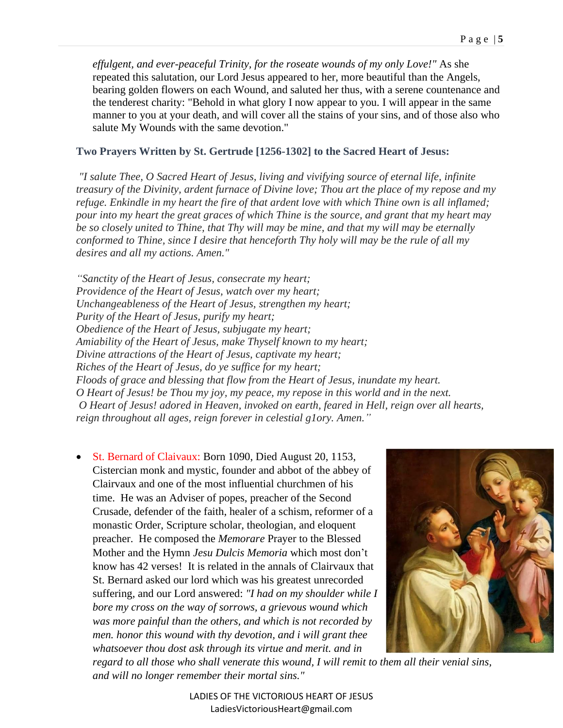*effulgent, and ever-peaceful Trinity, for the roseate wounds of my only Love!"* As she repeated this salutation, our Lord Jesus appeared to her, more beautiful than the Angels, bearing golden flowers on each Wound, and saluted her thus, with a serene countenance and the tenderest charity: "Behold in what glory I now appear to you. I will appear in the same manner to you at your death, and will cover all the stains of your sins, and of those also who salute My Wounds with the same devotion."

**Two Prayers Written by St. Gertrude [1256-1302] to the Sacred Heart of Jesus:**

*"I salute Thee, O Sacred Heart of Jesus, living and vivifying source of eternal life, infinite treasury of the Divinity, ardent furnace of Divine love; Thou art the place of my repose and my refuge. Enkindle in my heart the fire of that ardent love with which Thine own is all inflamed; pour into my heart the great graces of which Thine is the source, and grant that my heart may be so closely united to Thine, that Thy will may be mine, and that my will may be eternally conformed to Thine, since I desire that henceforth Thy holy will may be the rule of all my desires and all my actions. Amen."*

*"Sanctity of the Heart of Jesus, consecrate my heart;*
*Providence of the Heart of Jesus, watch over my heart;*
*Unchangeableness of the Heart of Jesus, strengthen my heart;*
*Purity of the Heart of Jesus, purify my heart;*
*Obedience of the Heart of Jesus, subjugate my heart;*
*Amiability of the Heart of Jesus, make Thyself known to my heart;*
*Divine attractions of the Heart of Jesus, captivate my heart;*
*Riches of the Heart of Jesus, do ye suffice for my heart;*
*Floods of grace and blessing that flow from the Heart of Jesus, inundate my heart.*
*O Heart of Jesus! be Thou my joy, my peace, my repose in this world and in the next.*
*O Heart of Jesus! adored in Heaven, invoked on earth, feared in Hell, reign over all hearts, reign throughout all ages, reign forever in celestial g1ory. Amen."*

- St. Bernard of Claivaux: Born 1090, Died August 20, 1153, Cistercian monk and mystic, founder and abbot of the abbey of Clairvaux and one of the most influential churchmen of his time. He was an Adviser of popes, preacher of the Second Crusade, defender of the faith, healer of a schism, reformer of a monastic Order, Scripture scholar, theologian, and eloquent preacher. He composed the *Memorare* Prayer to the Blessed Mother and the Hymn *Jesu Dulcis Memoria* which most don't know has 42 verses! It is related in the annals of Clairvaux that St. Bernard asked our lord which was his greatest unrecorded suffering, and our Lord answered: *"I had on my shoulder while I bore my cross on the way of sorrows, a grievous wound which was more painful than the others, and which is not recorded by men. honor this wound with thy devotion, and i will grant thee whatsoever thou dost ask through its virtue and merit. and in regard to all those who shall venerate this wound, I will remit to them all their venial sins, and will no longer remember their mortal sins."*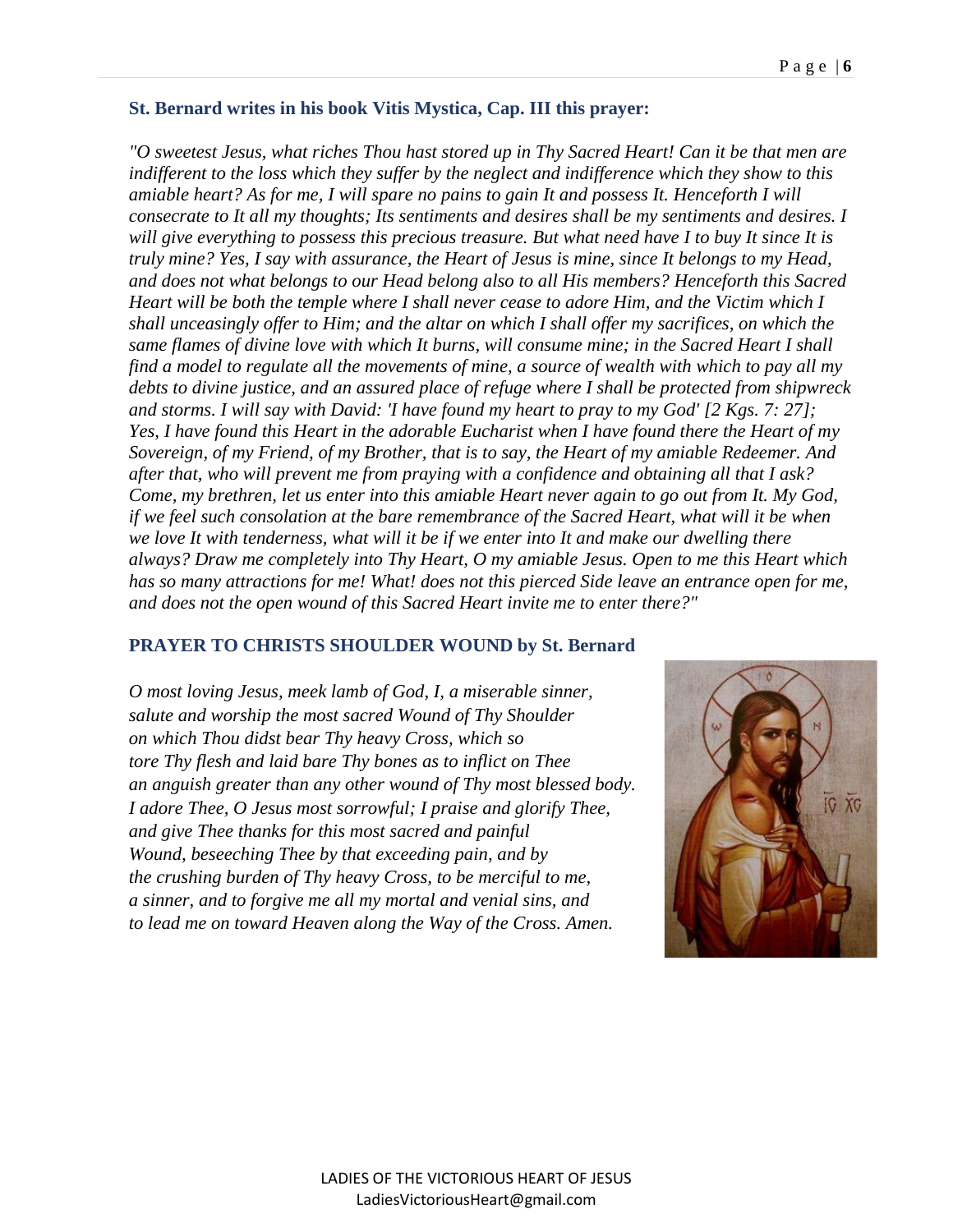### St. Bernard writes in his book Vitis Mystica, Cap. III this prayer:

*"O sweetest Jesus, what riches Thou hast stored up in Thy Sacred Heart! Can it be that men are indifferent to the loss which they suffer by the neglect and indifference which they show to this amiable heart? As for me, I will spare no pains to gain It and possess It. Henceforth I will consecrate to It all my thoughts; Its sentiments and desires shall be my sentiments and desires. I will give everything to possess this precious treasure. But what need have I to buy It since It is truly mine? Yes, I say with assurance, the Heart of Jesus is mine, since It belongs to my Head, and does not what belongs to our Head belong also to all His members? Henceforth this Sacred Heart will be both the temple where I shall never cease to adore Him, and the Victim which I shall unceasingly offer to Him; and the altar on which I shall offer my sacrifices, on which the same flames of divine love with which It burns, will consume mine; in the Sacred Heart I shall find a model to regulate all the movements of mine, a source of wealth with which to pay all my debts to divine justice, and an assured place of refuge where I shall be protected from shipwreck and storms. I will say with David: 'I have found my heart to pray to my God' [2 Kgs. 7: 27]; Yes, I have found this Heart in the adorable Eucharist when I have found there the Heart of my Sovereign, of my Friend, of my Brother, that is to say, the Heart of my amiable Redeemer. And after that, who will prevent me from praying with a confidence and obtaining all that I ask? Come, my brethren, let us enter into this amiable Heart never again to go out from It. My God, if we feel such consolation at the bare remembrance of the Sacred Heart, what will it be when we love It with tenderness, what will it be if we enter into It and make our dwelling there always? Draw me completely into Thy Heart, O my amiable Jesus. Open to me this Heart which has so many attractions for me! What! does not this pierced Side leave an entrance open for me, and does not the open wound of this Sacred Heart invite me to enter there?"*

### PRAYER TO CHRISTS SHOULDER WOUND by St. Bernard

*O most loving Jesus, meek lamb of God, I, a miserable sinner, salute and worship the most sacred Wound of Thy Shoulder on which Thou didst bear Thy heavy Cross, which so tore Thy flesh and laid bare Thy bones as to inflict on Thee an anguish greater than any other wound of Thy most blessed body. I adore Thee, O Jesus most sorrowful; I praise and glorify Thee, and give Thee thanks for this most sacred and painful Wound, beseeching Thee by that exceeding pain, and by the crushing burden of Thy heavy Cross, to be merciful to me, a sinner, and to forgive me all my mortal and venial sins, and to lead me on toward Heaven along the Way of the Cross. Amen.*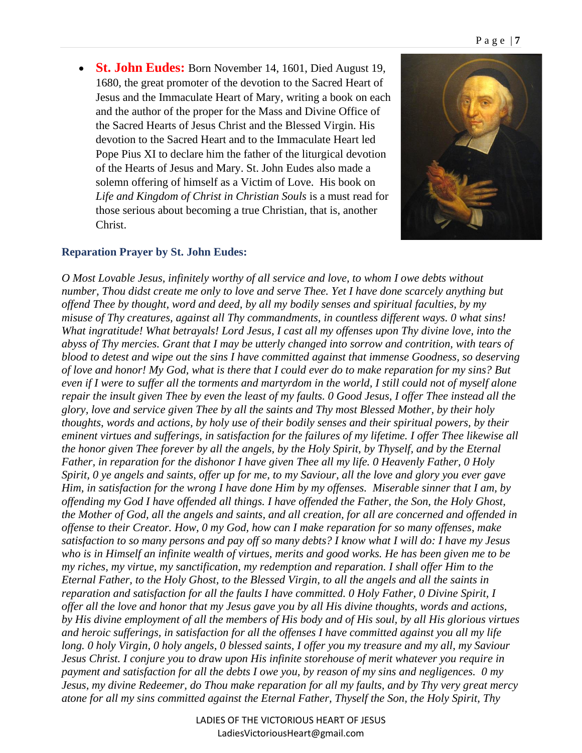- **St. John Eudes:** Born November 14, 1601, Died August 19, 1680, the great promoter of the devotion to the Sacred Heart of Jesus and the Immaculate Heart of Mary, writing a book on each and the author of the proper for the Mass and Divine Office of the Sacred Hearts of Jesus Christ and the Blessed Virgin. His devotion to the Sacred Heart and to the Immaculate Heart led Pope Pius XI to declare him the father of the liturgical devotion of the Hearts of Jesus and Mary. St. John Eudes also made a solemn offering of himself as a Victim of Love. His book on *Life and Kingdom of Christ in Christian Souls* is a must read for those serious about becoming a true Christian, that is, another Christ.

**Reparation Prayer by St. John Eudes:**

*O Most Lovable Jesus, infinitely worthy of all service and love, to whom I owe debts without number, Thou didst create me only to love and serve Thee. Yet I have done scarcely anything but offend Thee by thought, word and deed, by all my bodily senses and spiritual faculties, by my misuse of Thy creatures, against all Thy commandments, in countless different ways. 0 what sins! What ingratitude! What betrayals! Lord Jesus, I cast all my offenses upon Thy divine love, into the abyss of Thy mercies. Grant that I may be utterly changed into sorrow and contrition, with tears of blood to detest and wipe out the sins I have committed against that immense Goodness, so deserving of love and honor! My God, what is there that I could ever do to make reparation for my sins? But even if I were to suffer all the torments and martyrdom in the world, I still could not of myself alone repair the insult given Thee by even the least of my faults. 0 Good Jesus, I offer Thee instead all the glory, love and service given Thee by all the saints and Thy most Blessed Mother, by their holy thoughts, words and actions, by holy use of their bodily senses and their spiritual powers, by their eminent virtues and sufferings, in satisfaction for the failures of my lifetime. I offer Thee likewise all the honor given Thee forever by all the angels, by the Holy Spirit, by Thyself, and by the Eternal Father, in reparation for the dishonor I have given Thee all my life. 0 Heavenly Father, 0 Holy Spirit, 0 ye angels and saints, offer up for me, to my Saviour, all the love and glory you ever gave Him, in satisfaction for the wrong I have done Him by my offenses. Miserable sinner that I am, by offending my God I have offended all things. I have offended the Father, the Son, the Holy Ghost, the Mother of God, all the angels and saints, and all creation, for all are concerned and offended in offense to their Creator. How, 0 my God, how can I make reparation for so many offenses, make satisfaction to so many persons and pay off so many debts? I know what I will do: I have my Jesus who is in Himself an infinite wealth of virtues, merits and good works. He has been given me to be my riches, my virtue, my sanctification, my redemption and reparation. I shall offer Him to the Eternal Father, to the Holy Ghost, to the Blessed Virgin, to all the angels and all the saints in reparation and satisfaction for all the faults I have committed. 0 Holy Father, 0 Divine Spirit, I offer all the love and honor that my Jesus gave you by all His divine thoughts, words and actions, by His divine employment of all the members of His body and of His soul, by all His glorious virtues and heroic sufferings, in satisfaction for all the offenses I have committed against you all my life long. 0 holy Virgin, 0 holy angels, 0 blessed saints, I offer you my treasure and my all, my Saviour Jesus Christ. I conjure you to draw upon His infinite storehouse of merit whatever you require in payment and satisfaction for all the debts I owe you, by reason of my sins and negligences. 0 my Jesus, my divine Redeemer, do Thou make reparation for all my faults, and by Thy very great mercy atone for all my sins committed against the Eternal Father, Thyself the Son, the Holy Spirit, Thy*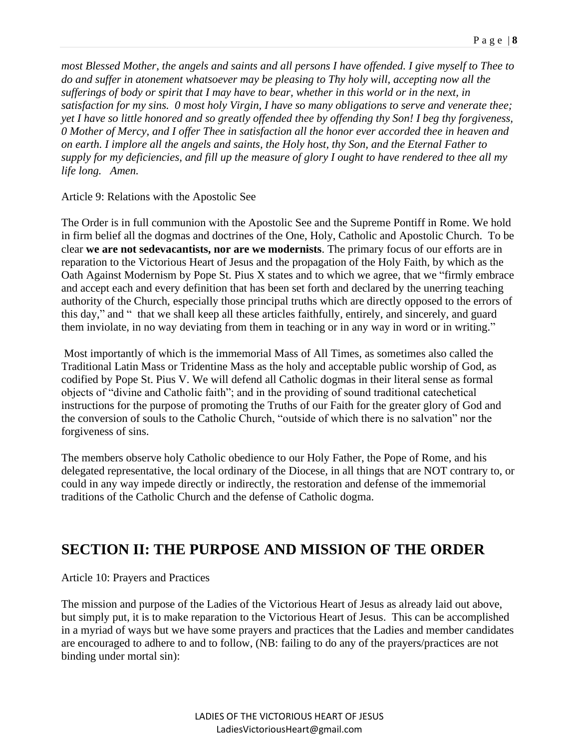*most Blessed Mother, the angels and saints and all persons I have offended. I give myself to Thee to do and suffer in atonement whatsoever may be pleasing to Thy holy will, accepting now all the sufferings of body or spirit that I may have to bear, whether in this world or in the next, in satisfaction for my sins. 0 most holy Virgin, I have so many obligations to serve and venerate thee; yet I have so little honored and so greatly offended thee by offending thy Son! I beg thy forgiveness, 0 Mother of Mercy, and I offer Thee in satisfaction all the honor ever accorded thee in heaven and on earth. I implore all the angels and saints, the Holy host, thy Son, and the Eternal Father to supply for my deficiencies, and fill up the measure of glory I ought to have rendered to thee all my life long. Amen.*

Article 9: Relations with the Apostolic See

The Order is in full communion with the Apostolic See and the Supreme Pontiff in Rome. We hold in firm belief all the dogmas and doctrines of the One, Holy, Catholic and Apostolic Church. To be clear **we are not sedevacantists, nor are we modernists**. The primary focus of our efforts are in reparation to the Victorious Heart of Jesus and the propagation of the Holy Faith, by which as the Oath Against Modernism by Pope St. Pius X states and to which we agree, that we "firmly embrace and accept each and every definition that has been set forth and declared by the unerring teaching authority of the Church, especially those principal truths which are directly opposed to the errors of this day," and " that we shall keep all these articles faithfully, entirely, and sincerely, and guard them inviolate, in no way deviating from them in teaching or in any way in word or in writing."

Most importantly of which is the immemorial Mass of All Times, as sometimes also called the Traditional Latin Mass or Tridentine Mass as the holy and acceptable public worship of God, as codified by Pope St. Pius V. We will defend all Catholic dogmas in their literal sense as formal objects of "divine and Catholic faith"; and in the providing of sound traditional catechetical instructions for the purpose of promoting the Truths of our Faith for the greater glory of God and the conversion of souls to the Catholic Church, "outside of which there is no salvation" nor the forgiveness of sins.

The members observe holy Catholic obedience to our Holy Father, the Pope of Rome, and his delegated representative, the local ordinary of the Diocese, in all things that are NOT contrary to, or could in any way impede directly or indirectly, the restoration and defense of the immemorial traditions of the Catholic Church and the defense of Catholic dogma.

## SECTION II: THE PURPOSE AND MISSION OF THE ORDER

Article 10: Prayers and Practices

The mission and purpose of the Ladies of the Victorious Heart of Jesus as already laid out above, but simply put, it is to make reparation to the Victorious Heart of Jesus. This can be accomplished in a myriad of ways but we have some prayers and practices that the Ladies and member candidates are encouraged to adhere to and to follow, (NB: failing to do any of the prayers/practices are not binding under mortal sin):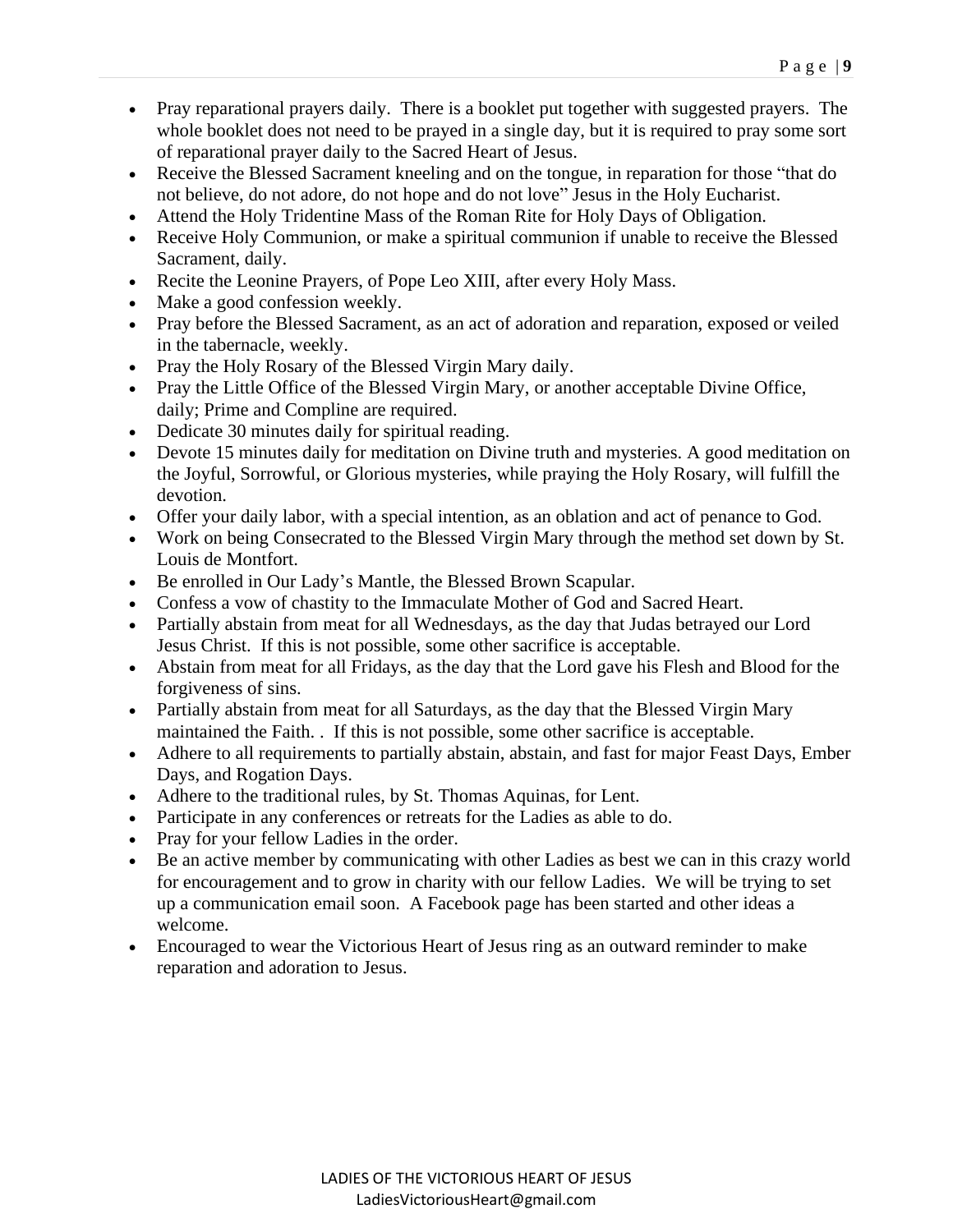- Pray reparational prayers daily. There is a booklet put together with suggested prayers. The whole booklet does not need to be prayed in a single day, but it is required to pray some sort of reparational prayer daily to the Sacred Heart of Jesus.
- Receive the Blessed Sacrament kneeling and on the tongue, in reparation for those "that do not believe, do not adore, do not hope and do not love" Jesus in the Holy Eucharist.
- Attend the Holy Tridentine Mass of the Roman Rite for Holy Days of Obligation.
- Receive Holy Communion, or make a spiritual communion if unable to receive the Blessed Sacrament, daily.
- Recite the Leonine Prayers, of Pope Leo XIII, after every Holy Mass.
- Make a good confession weekly.
- Pray before the Blessed Sacrament, as an act of adoration and reparation, exposed or veiled in the tabernacle, weekly.
- Pray the Holy Rosary of the Blessed Virgin Mary daily.
- Pray the Little Office of the Blessed Virgin Mary, or another acceptable Divine Office, daily; Prime and Compline are required.
- Dedicate 30 minutes daily for spiritual reading.
- Devote 15 minutes daily for meditation on Divine truth and mysteries. A good meditation on the Joyful, Sorrowful, or Glorious mysteries, while praying the Holy Rosary, will fulfill the devotion.
- Offer your daily labor, with a special intention, as an oblation and act of penance to God.
- Work on being Consecrated to the Blessed Virgin Mary through the method set down by St. Louis de Montfort.
- Be enrolled in Our Lady's Mantle, the Blessed Brown Scapular.
- Confess a vow of chastity to the Immaculate Mother of God and Sacred Heart.
- Partially abstain from meat for all Wednesdays, as the day that Judas betrayed our Lord Jesus Christ. If this is not possible, some other sacrifice is acceptable.
- Abstain from meat for all Fridays, as the day that the Lord gave his Flesh and Blood for the forgiveness of sins.
- Partially abstain from meat for all Saturdays, as the day that the Blessed Virgin Mary maintained the Faith. . If this is not possible, some other sacrifice is acceptable.
- Adhere to all requirements to partially abstain, abstain, and fast for major Feast Days, Ember Days, and Rogation Days.
- Adhere to the traditional rules, by St. Thomas Aquinas, for Lent.
- Participate in any conferences or retreats for the Ladies as able to do.
- Pray for your fellow Ladies in the order.
- Be an active member by communicating with other Ladies as best we can in this crazy world for encouragement and to grow in charity with our fellow Ladies. We will be trying to set up a communication email soon. A Facebook page has been started and other ideas a welcome.
- Encouraged to wear the Victorious Heart of Jesus ring as an outward reminder to make reparation and adoration to Jesus.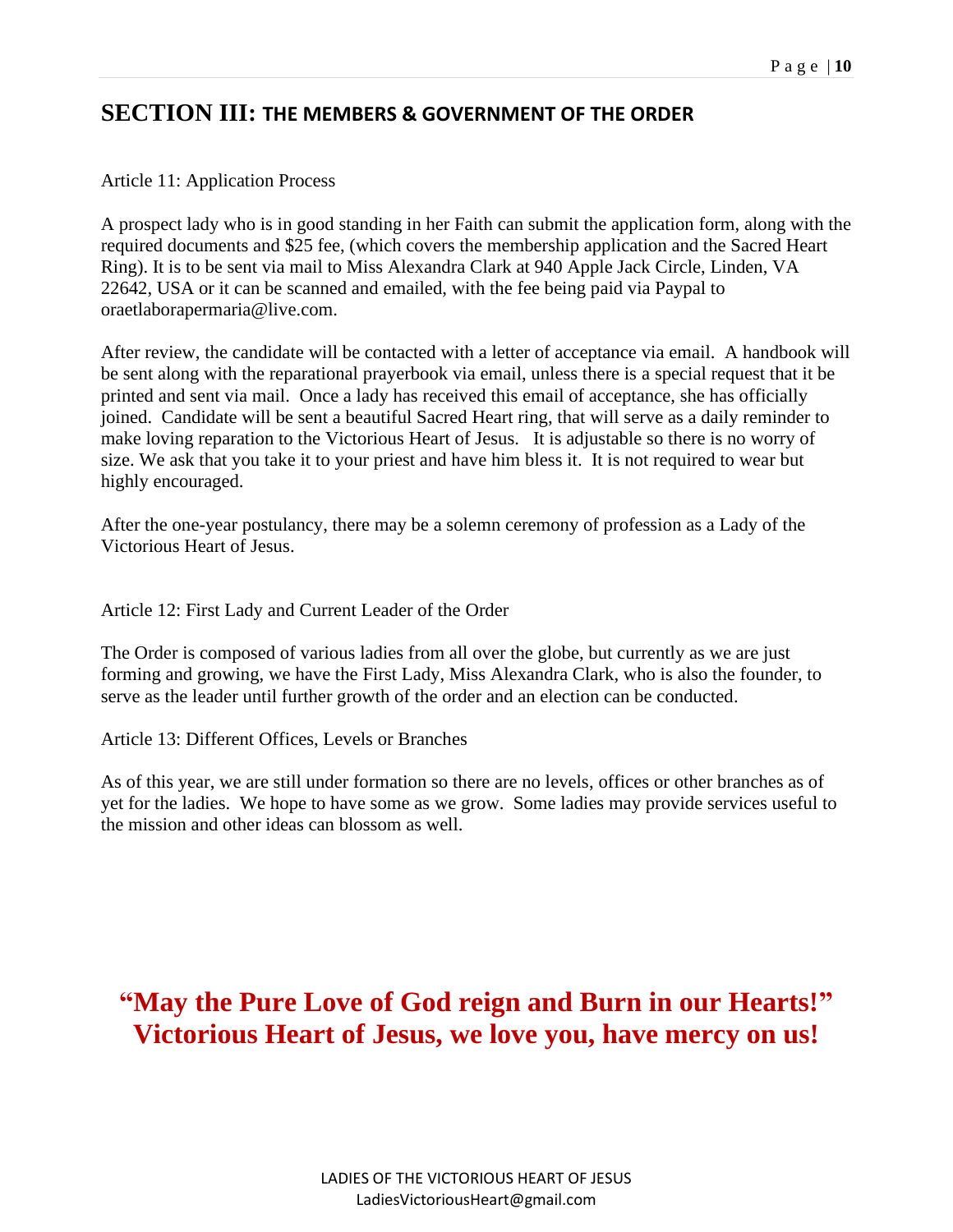## SECTION III: THE MEMBERS & GOVERNMENT OF THE ORDER

Article 11: Application Process

A prospect lady who is in good standing in her Faith can submit the application form, along with the required documents and $25 fee, (which covers the membership application and the Sacred Heart Ring). It is to be sent via mail to Miss Alexandra Clark at 940 Apple Jack Circle, Linden, VA 22642, USA or it can be scanned and emailed, with the fee being paid via Paypal to oraetlaborapermaria@live.com.

After review, the candidate will be contacted with a letter of acceptance via email. A handbook will be sent along with the reparational prayerbook via email, unless there is a special request that it be printed and sent via mail. Once a lady has received this email of acceptance, she has officially joined. Candidate will be sent a beautiful Sacred Heart ring, that will serve as a daily reminder to make loving reparation to the Victorious Heart of Jesus. It is adjustable so there is no worry of size. We ask that you take it to your priest and have him bless it. It is not required to wear but highly encouraged.

After the one-year postulancy, there may be a solemn ceremony of profession as a Lady of the Victorious Heart of Jesus.

Article 12: First Lady and Current Leader of the Order

The Order is composed of various ladies from all over the globe, but currently as we are just forming and growing, we have the First Lady, Miss Alexandra Clark, who is also the founder, to serve as the leader until further growth of the order and an election can be conducted.

Article 13: Different Offices, Levels or Branches

As of this year, we are still under formation so there are no levels, offices or other branches as of yet for the ladies. We hope to have some as we grow. Some ladies may provide services useful to the mission and other ideas can blossom as well.

**"May the Pure Love of God reign and Burn in our Hearts!"**
**Victorious Heart of Jesus, we love you, have mercy on us!**

LADIES OF THE VICTORIOUS HEART OF JESUS
LadiesVictoriousHeart@gmail.com